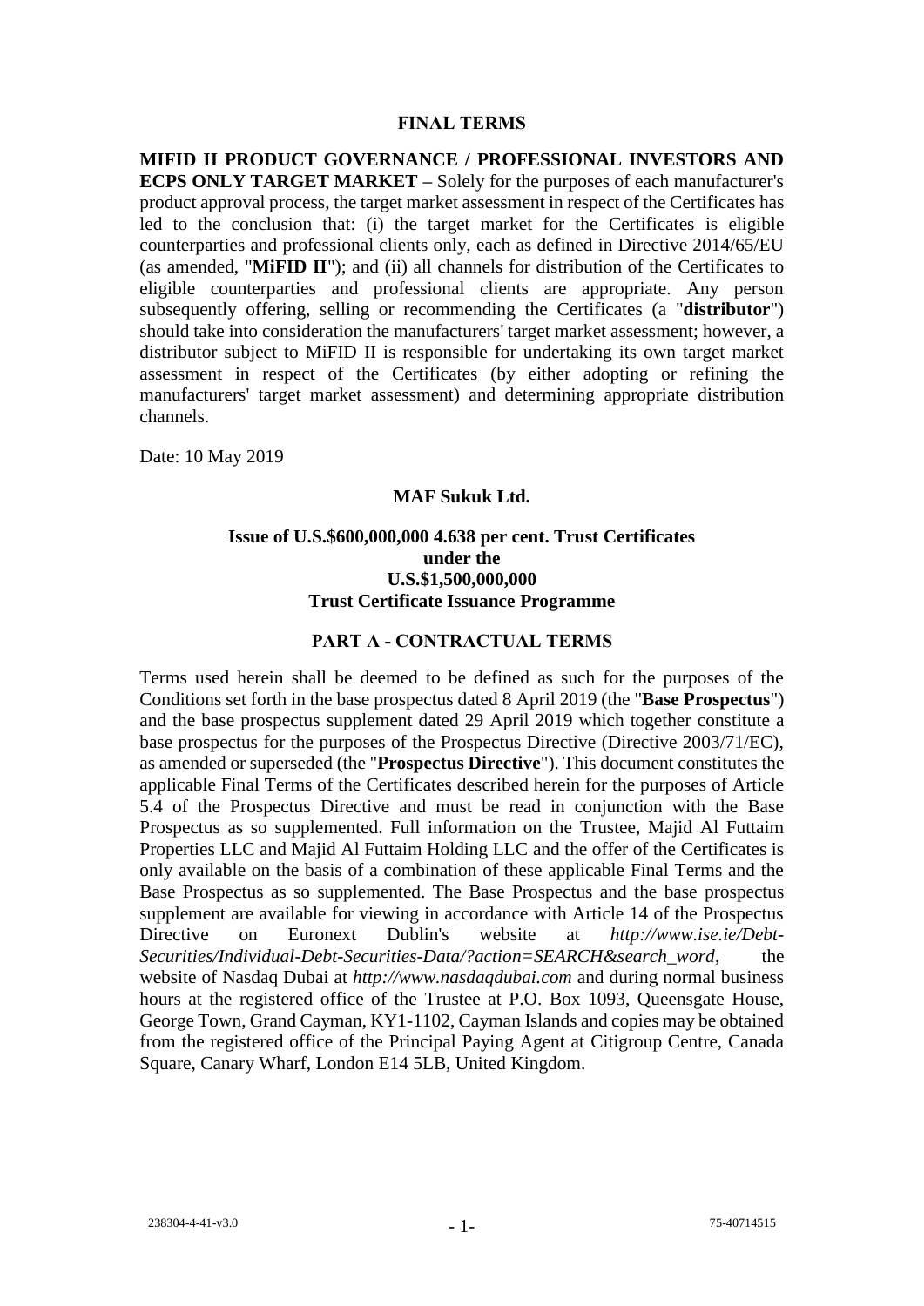# FINAL TERMS

**MIFID II PRODUCT GOVERNANCE / PROFESSIONAL INVESTORS AND ECPS ONLY TARGET MARKET –** Solely for the purposes of each manufacturer's product approval process, the target market assessment in respect of the Certificates has led to the conclusion that: (i) the target market for the Certificates is eligible counterparties and professional clients only, each as defined in Directive 2014/65/EU (as amended, "**MiFID II**"); and (ii) all channels for distribution of the Certificates to eligible counterparties and professional clients are appropriate. Any person subsequently offering, selling or recommending the Certificates (a "**distributor**") should take into consideration the manufacturers' target market assessment; however, a distributor subject to MiFID II is responsible for undertaking its own target market assessment in respect of the Certificates (by either adopting or refining the manufacturers' target market assessment) and determining appropriate distribution channels.

Date: 10 May 2019

**MAF Sukuk Ltd.**

**Issue of U.S.$600,000,000 4.638 per cent. Trust Certificates under the U.S.$1,500,000,000 Trust Certificate Issuance Programme**

## PART A - CONTRACTUAL TERMS

Terms used herein shall be deemed to be defined as such for the purposes of the Conditions set forth in the base prospectus dated 8 April 2019 (the "**Base Prospectus**") and the base prospectus supplement dated 29 April 2019 which together constitute a base prospectus for the purposes of the Prospectus Directive (Directive 2003/71/EC), as amended or superseded (the "**Prospectus Directive**"). This document constitutes the applicable Final Terms of the Certificates described herein for the purposes of Article 5.4 of the Prospectus Directive and must be read in conjunction with the Base Prospectus as so supplemented. Full information on the Trustee, Majid Al Futtaim Properties LLC and Majid Al Futtaim Holding LLC and the offer of the Certificates is only available on the basis of a combination of these applicable Final Terms and the Base Prospectus as so supplemented. The Base Prospectus and the base prospectus supplement are available for viewing in accordance with Article 14 of the Prospectus Directive on Euronext Dublin's website at *http://www.ise.ie/Debt-Securities/Individual-Debt-Securities-Data/?action=SEARCH&search_word*, the website of Nasdaq Dubai at *http://www.nasdaqdubai.com* and during normal business hours at the registered office of the Trustee at P.O. Box 1093, Queensgate House, George Town, Grand Cayman, KY1-1102, Cayman Islands and copies may be obtained from the registered office of the Principal Paying Agent at Citigroup Centre, Canada Square, Canary Wharf, London E14 5LB, United Kingdom.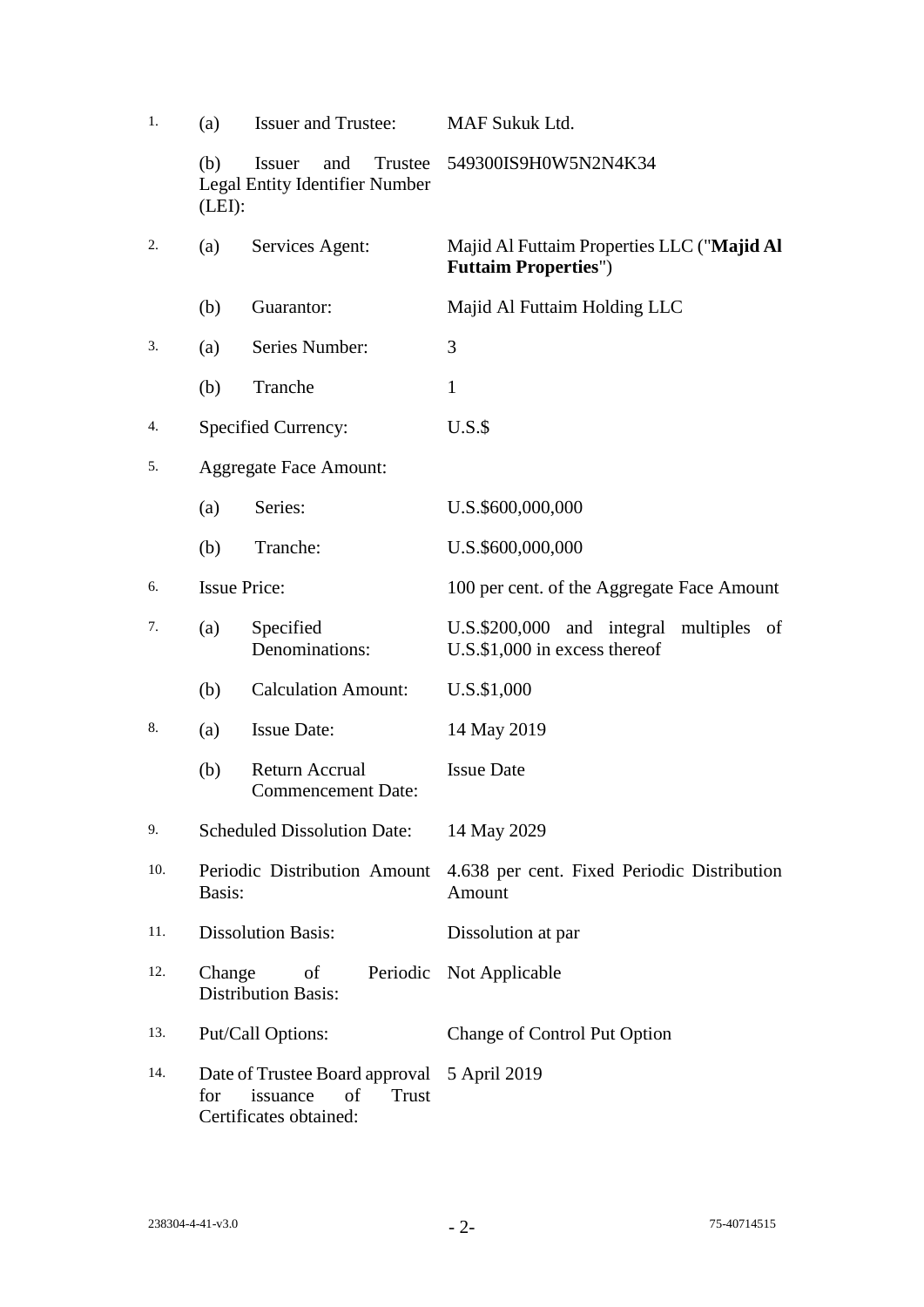| | | | |
|---|---|---|---|
| 1. | (a) | Issuer and Trustee: | MAF Sukuk Ltd. |
| | (b) | Issuer and Trustee Legal Entity Identifier Number (LEI): | 549300IS9H0W5N2N4K34 |
| 2. | (a) | Services Agent: | Majid Al Futtaim Properties LLC ("**Majid Al Futtaim Properties**") |
| | (b) | Guarantor: | Majid Al Futtaim Holding LLC |
| 3. | (a) | Series Number: | 3 |
| | (b) | Tranche | 1 |
| 4. | | Specified Currency: | U.S.$ |
| 5. | | Aggregate Face Amount: | |
| | (a) | Series: | U.S.$600,000,000 |
| | (b) | Tranche: | U.S.$600,000,000 |
| 6. | | Issue Price: | 100 per cent. of the Aggregate Face Amount |
| 7. | (a) | Specified Denominations: | U.S.$200,000 and integral multiples of U.S.$1,000 in excess thereof |
| | (b) | Calculation Amount: | U.S.$1,000 |
| 8. | (a) | Issue Date: | 14 May 2019 |
| | (b) | Return Accrual Commencement Date: | Issue Date |
| 9. | | Scheduled Dissolution Date: | 14 May 2029 |
| 10. | | Periodic Distribution Amount Basis: | 4.638 per cent. Fixed Periodic Distribution Amount |
| 11. | | Dissolution Basis: | Dissolution at par |
| 12. | | Change of Periodic Distribution Basis: | Not Applicable |
| 13. | | Put/Call Options: | Change of Control Put Option |
| 14. | | Date of Trustee Board approval for issuance of Trust Certificates obtained: | 5 April 2019 |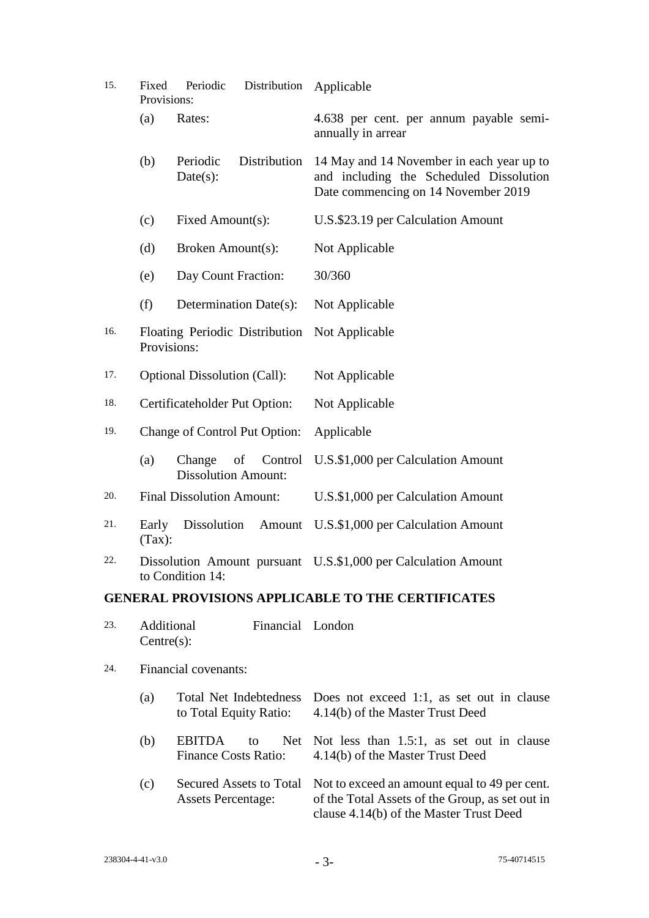| | | |
|---|---|---|
| 15. | Fixed Periodic Distribution Provisions: | Applicable |
| | (a) Rates: | 4.638 per cent. per annum payable semi-annually in arrear |
| | (b) Periodic Distribution Date(s): | 14 May and 14 November in each year up to and including the Scheduled Dissolution Date commencing on 14 November 2019 |
| | (c) Fixed Amount(s): | U.S.$23.19 per Calculation Amount |
| | (d) Broken Amount(s): | Not Applicable |
| | (e) Day Count Fraction: | 30/360 |
| | (f) Determination Date(s): | Not Applicable |
| 16. | Floating Periodic Distribution Provisions: | Not Applicable |
| 17. | Optional Dissolution (Call): | Not Applicable |
| 18. | Certificateholder Put Option: | Not Applicable |
| 19. | Change of Control Put Option: | Applicable |
| | (a) Change of Control Dissolution Amount: | U.S.$1,000 per Calculation Amount |
| 20. | Final Dissolution Amount: | U.S.$1,000 per Calculation Amount |
| 21. | Early Dissolution Amount (Tax): | U.S.$1,000 per Calculation Amount |
| 22. | Dissolution Amount pursuant to Condition 14: | U.S.$1,000 per Calculation Amount |

## GENERAL PROVISIONS APPLICABLE TO THE CERTIFICATES

| | | |
|---|---|---|
| 23. | Additional Financial Centre(s): | London |
| 24. | Financial covenants: | |
| | (a) Total Net Indebtedness to Total Equity Ratio: | Does not exceed 1:1, as set out in clause 4.14(b) of the Master Trust Deed |
| | (b) EBITDA to Net Finance Costs Ratio: | Not less than 1.5:1, as set out in clause 4.14(b) of the Master Trust Deed |
| | (c) Secured Assets to Total Assets Percentage: | Not to exceed an amount equal to 49 per cent. of the Total Assets of the Group, as set out in clause 4.14(b) of the Master Trust Deed |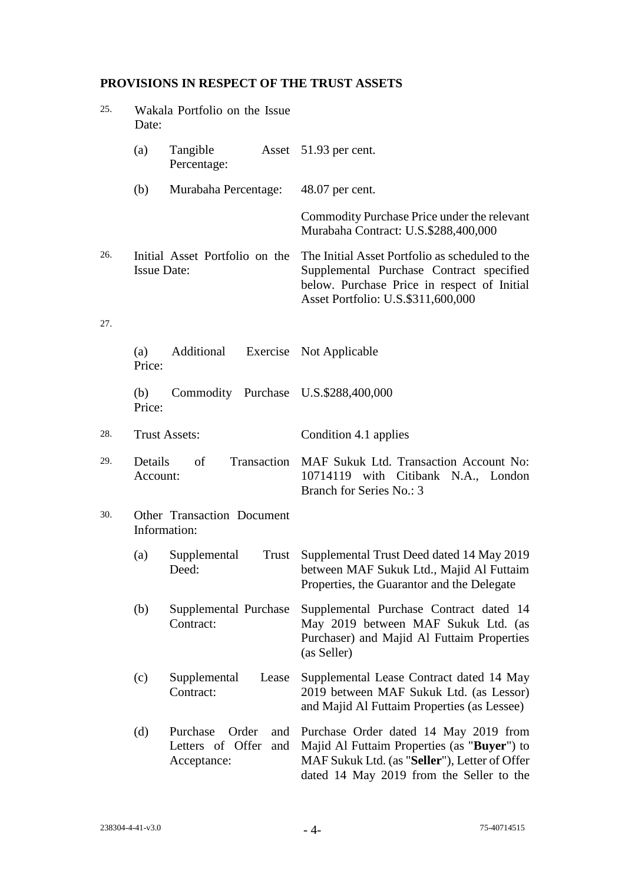## PROVISIONS IN RESPECT OF THE TRUST ASSETS

| | | | |
|---|---|---|---|
| 25. | Wakala Portfolio on the Issue Date: | | |
| | (a) | Tangible Asset Percentage: | 51.93 per cent. |
| | (b) | Murabaha Percentage: | 48.07 per cent. |
| | | | Commodity Purchase Price under the relevant Murabaha Contract: U.S.$288,400,000 |
| 26. | Initial Asset Portfolio on the Issue Date: | | The Initial Asset Portfolio as scheduled to the Supplemental Purchase Contract specified below. Purchase Price in respect of Initial Asset Portfolio: U.S.$311,600,000 |
| 27. | | | |
| | (a) | Additional Exercise Price: | Not Applicable |
| | (b) | Commodity Purchase Price: | U.S.$288,400,000 |
| 28. | Trust Assets: | | Condition 4.1 applies |
| 29. | Details of Transaction Account: | | MAF Sukuk Ltd. Transaction Account No: 10714119 with Citibank N.A., London Branch for Series No.: 3 |
| 30. | Other Transaction Document Information: | | |
| | (a) | Supplemental Trust Deed: | Supplemental Trust Deed dated 14 May 2019 between MAF Sukuk Ltd., Majid Al Futtaim Properties, the Guarantor and the Delegate |
| | (b) | Supplemental Purchase Contract: | Supplemental Purchase Contract dated 14 May 2019 between MAF Sukuk Ltd. (as Purchaser) and Majid Al Futtaim Properties (as Seller) |
| | (c) | Supplemental Lease Contract: | Supplemental Lease Contract dated 14 May 2019 between MAF Sukuk Ltd. (as Lessor) and Majid Al Futtaim Properties (as Lessee) |
| | (d) | Purchase Order and Letters of Offer and Acceptance: | Purchase Order dated 14 May 2019 from Majid Al Futtaim Properties (as "**Buyer**") to MAF Sukuk Ltd. (as "**Seller**"), Letter of Offer dated 14 May 2019 from the Seller to the |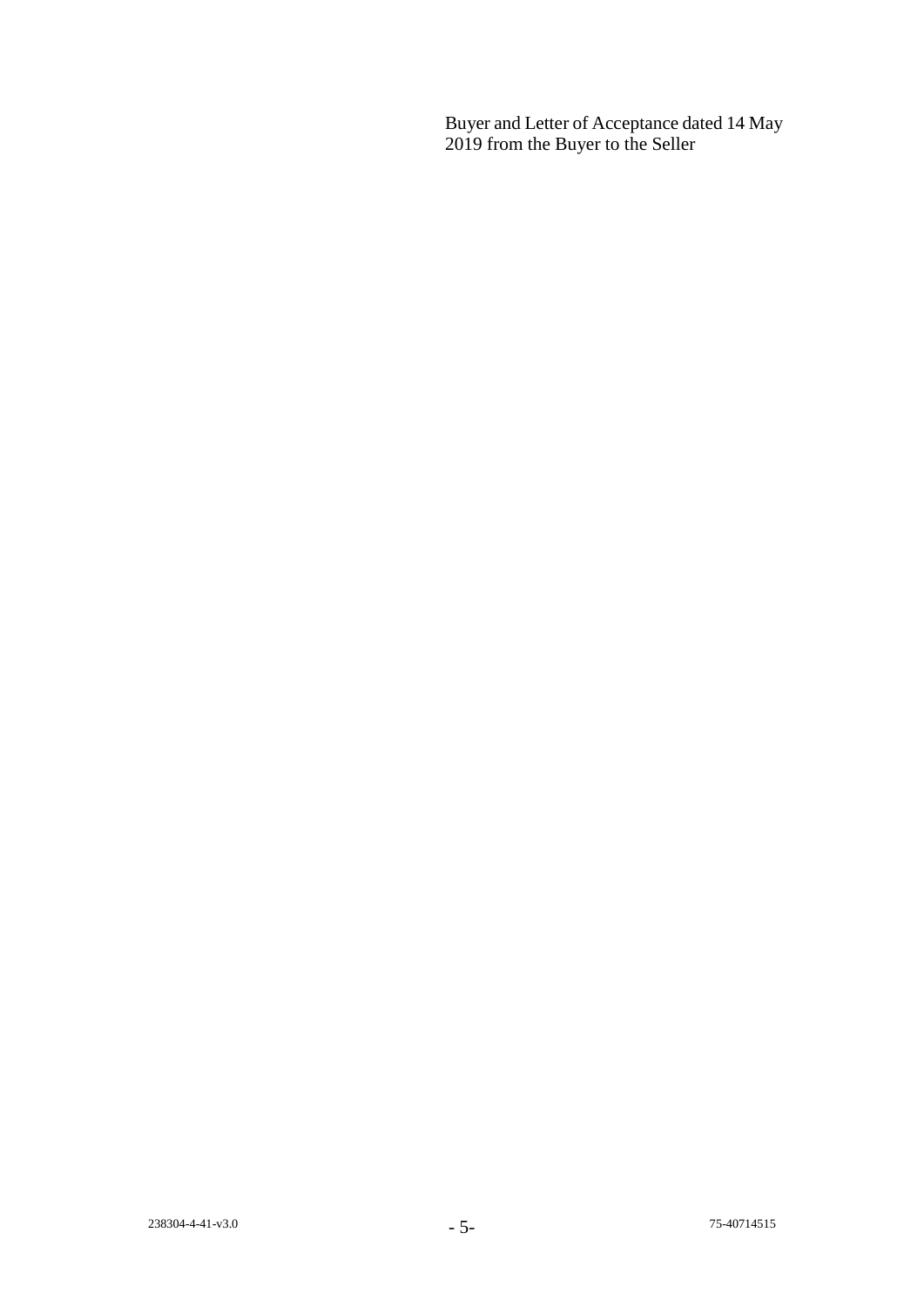Buyer and Letter of Acceptance dated 14 May 2019 from the Buyer to the Seller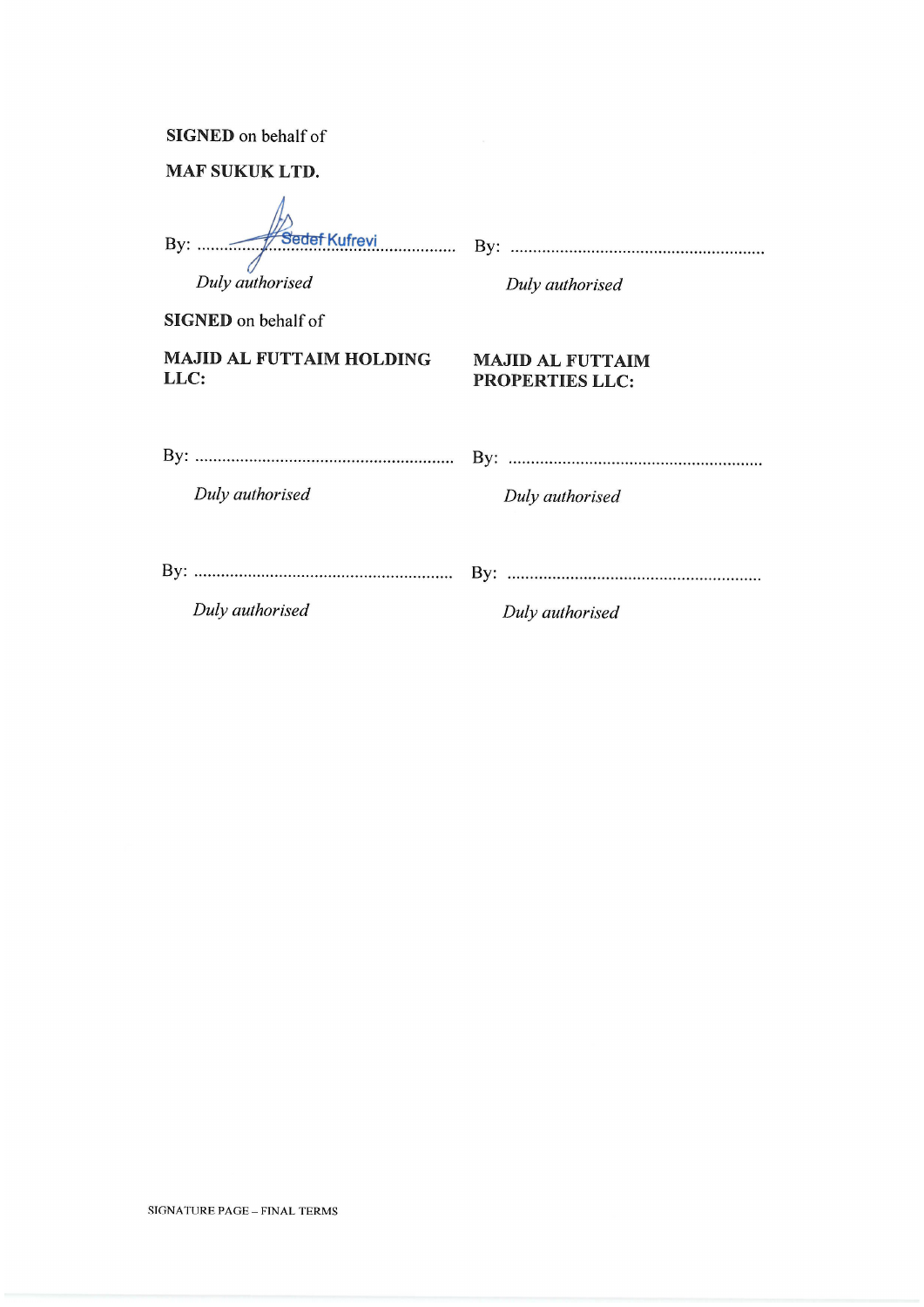**SIGNED** on behalf of

**MAF SUKUK LTD.**

| | |
|---|---|
| By: Sedef Kufrevi | By: .......................................................... |
| *Duly authorised* | *Duly authorised* |

**SIGNED** on behalf of

| | |
|---|---|
| **MAJID AL FUTTAIM HOLDING LLC:** | **MAJID AL FUTTAIM PROPERTIES LLC:** |
| By: .......................................................... | By: .......................................................... |
| *Duly authorised* | *Duly authorised* |
| By: .......................................................... | By: .......................................................... |
| *Duly authorised* | *Duly authorised* |

SIGNATURE PAGE – FINAL TERMS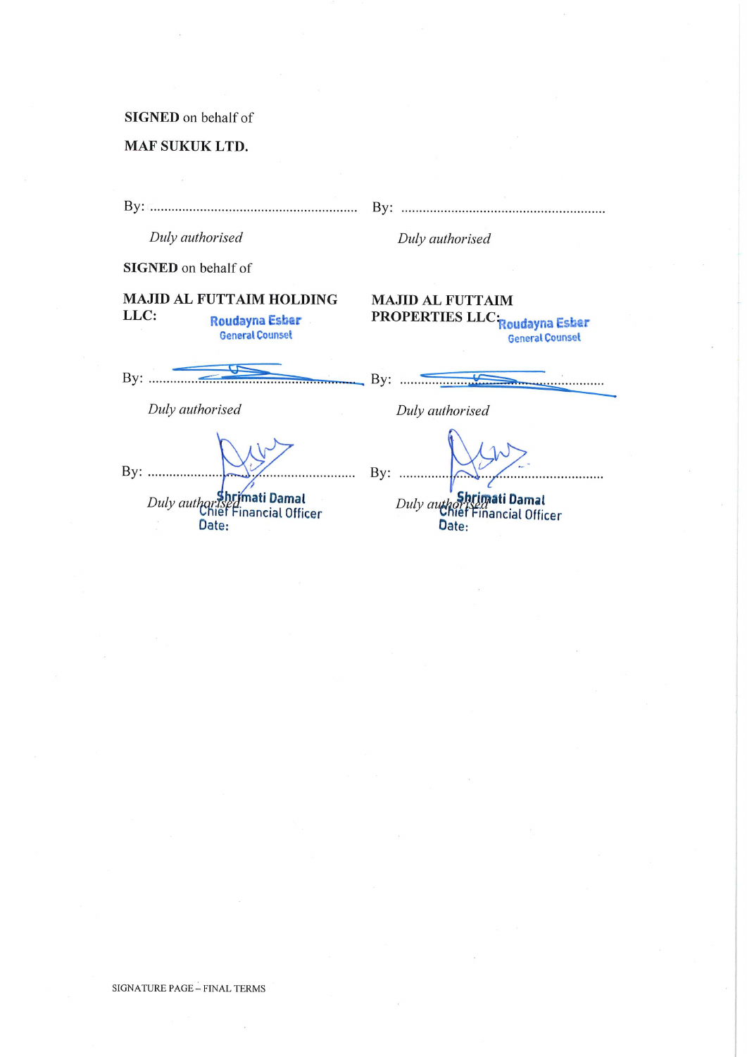**SIGNED** on behalf of

**MAF SUKUK LTD.**

By: ..........................................................

*Duly authorised*

By: ..........................................................

*Duly authorised*

**SIGNED** on behalf of

**MAJID AL FUTTAIM HOLDING LLC:**

Roudayna Esber
General Counsel

By: ..........................................................

*Duly authorised*

By: ..........................................................

*Duly authorised*

Shrimati Damal
Chief Financial Officer
Date:

**MAJID AL FUTTAIM PROPERTIES LLC:**

Roudayna Esber
General Counsel

By: ..........................................................

*Duly authorised*

By: ..........................................................

*Duly authorised*

Shrimati Damal
Chief Financial Officer
Date:

SIGNATURE PAGE – FINAL TERMS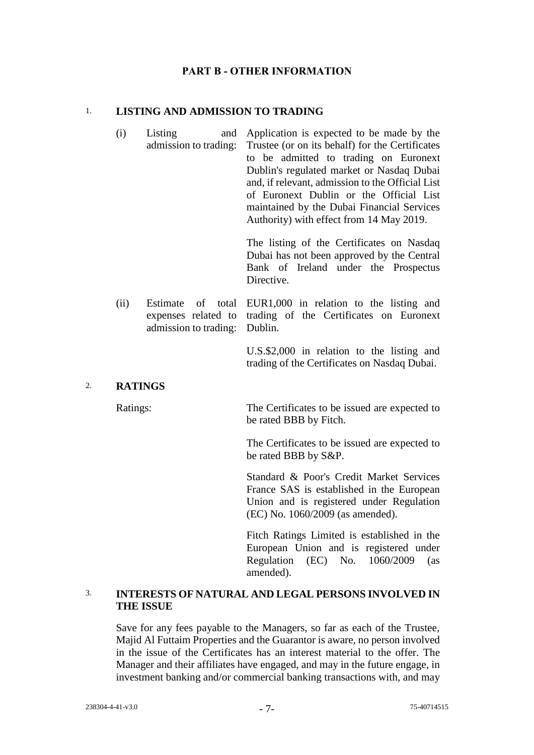## PART B - OTHER INFORMATION

### 1. LISTING AND ADMISSION TO TRADING

| | | |
|---|---|---|
| (i) | Listing and admission to trading: | Application is expected to be made by the Trustee (or on its behalf) for the Certificates to be admitted to trading on Euronext Dublin's regulated market or Nasdaq Dubai and, if relevant, admission to the Official List of Euronext Dublin or the Official List maintained by the Dubai Financial Services Authority) with effect from 14 May 2019.<br><br>The listing of the Certificates on Nasdaq Dubai has not been approved by the Central Bank of Ireland under the Prospectus Directive. |
| (ii) | Estimate of total expenses related to admission to trading: | EUR1,000 in relation to the listing and trading of the Certificates on Euronext Dublin.<br><br>U.S.$2,000 in relation to the listing and trading of the Certificates on Nasdaq Dubai. |

### 2. RATINGS

| | |
|---|---|
| Ratings: | The Certificates to be issued are expected to be rated BBB by Fitch.<br><br>The Certificates to be issued are expected to be rated BBB by S&P.<br><br>Standard & Poor's Credit Market Services France SAS is established in the European Union and is registered under Regulation (EC) No. 1060/2009 (as amended).<br><br>Fitch Ratings Limited is established in the European Union and is registered under Regulation (EC) No. 1060/2009 (as amended). |

### 3. INTERESTS OF NATURAL AND LEGAL PERSONS INVOLVED IN THE ISSUE

Save for any fees payable to the Managers, so far as each of the Trustee, Majid Al Futtaim Properties and the Guarantor is aware, no person involved in the issue of the Certificates has an interest material to the offer. The Manager and their affiliates have engaged, and may in the future engage, in investment banking and/or commercial banking transactions with, and may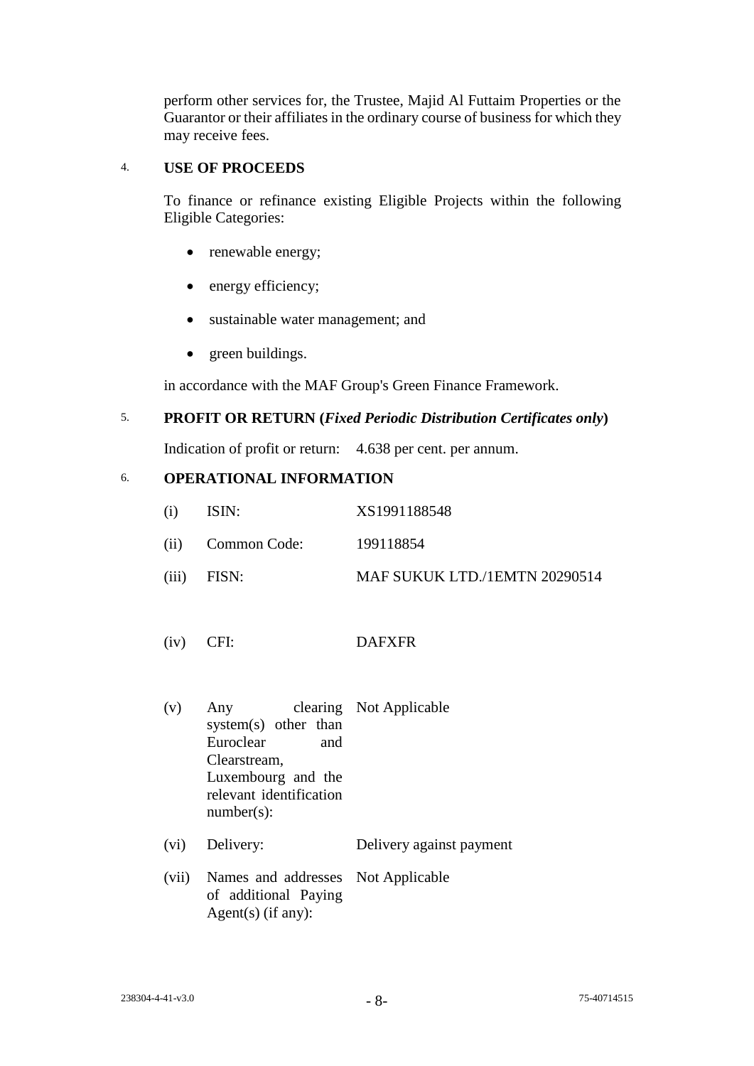perform other services for, the Trustee, Majid Al Futtaim Properties or the Guarantor or their affiliates in the ordinary course of business for which they may receive fees.

## 4. USE OF PROCEEDS

To finance or refinance existing Eligible Projects within the following Eligible Categories:

- renewable energy;
- energy efficiency;
- sustainable water management; and
- green buildings.

in accordance with the MAF Group's Green Finance Framework.

## 5. PROFIT OR RETURN (*Fixed Periodic Distribution Certificates only*)

Indication of profit or return: 4.638 per cent. per annum.

## 6. OPERATIONAL INFORMATION

| | | |
|---|---|---|
| (i) | ISIN: | XS1991188548 |
| (ii) | Common Code: | 199118854 |
| (iii) | FISN: | MAF SUKUK LTD./1EMTN 20290514 |
| (iv) | CFI: | DAFXFR |
| (v) | Any clearing system(s) other than Euroclear and Clearstream, Luxembourg and the relevant identification number(s): | Not Applicable |
| (vi) | Delivery: | Delivery against payment |
| (vii) | Names and addresses of additional Paying Agent(s) (if any): | Not Applicable |